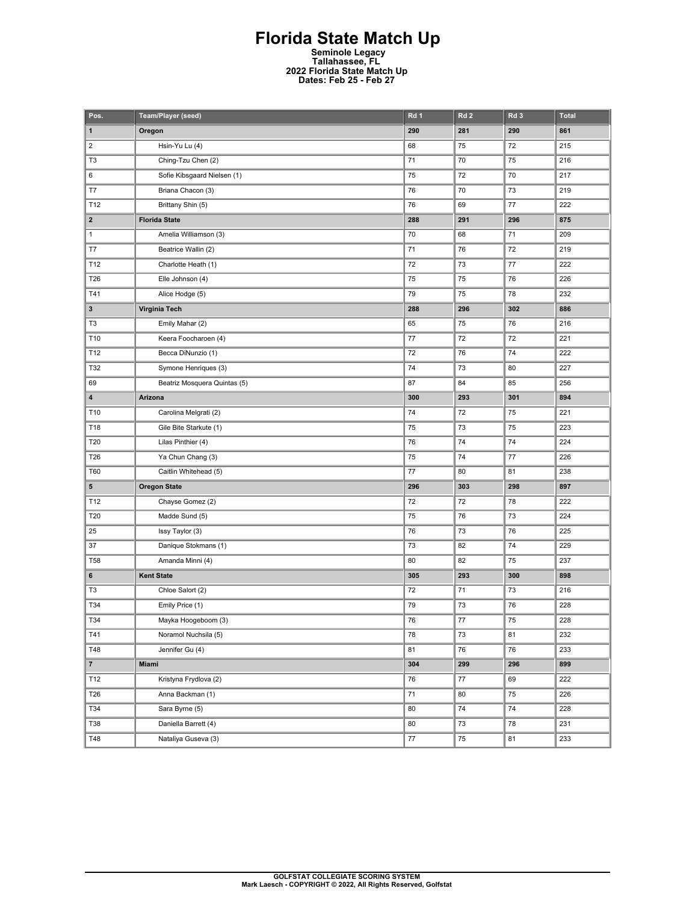# Florida State Match Up

**Seminole Legacy**
**Tallahassee, FL**
**2022 Florida State Match Up**
**Dates: Feb 25 - Feb 27**

| Pos. | Team/Player (seed) | Rd 1 | Rd 2 | Rd 3 | Total |
|---|---|---|---|---|---|
| **1** | **Oregon** | **290** | **281** | **290** | **861** |
| 2 | Hsin-Yu Lu (4) | 68 | 75 | 72 | 215 |
| T3 | Ching-Tzu Chen (2) | 71 | 70 | 75 | 216 |
| 6 | Sofie Kibsgaard Nielsen (1) | 75 | 72 | 70 | 217 |
| T7 | Briana Chacon (3) | 76 | 70 | 73 | 219 |
| T12 | Brittany Shin (5) | 76 | 69 | 77 | 222 |
| **2** | **Florida State** | **288** | **291** | **296** | **875** |
| 1 | Amelia Williamson (3) | 70 | 68 | 71 | 209 |
| T7 | Beatrice Wallin (2) | 71 | 76 | 72 | 219 |
| T12 | Charlotte Heath (1) | 72 | 73 | 77 | 222 |
| T26 | Elle Johnson (4) | 75 | 75 | 76 | 226 |
| T41 | Alice Hodge (5) | 79 | 75 | 78 | 232 |
| **3** | **Virginia Tech** | **288** | **296** | **302** | **886** |
| T3 | Emily Mahar (2) | 65 | 75 | 76 | 216 |
| T10 | Keera Foocharoen (4) | 77 | 72 | 72 | 221 |
| T12 | Becca DiNunzio (1) | 72 | 76 | 74 | 222 |
| T32 | Symone Henriques (3) | 74 | 73 | 80 | 227 |
| 69 | Beatriz Mosquera Quintas (5) | 87 | 84 | 85 | 256 |
| **4** | **Arizona** | **300** | **293** | **301** | **894** |
| T10 | Carolina Melgrati (2) | 74 | 72 | 75 | 221 |
| T18 | Gile Bite Starkute (1) | 75 | 73 | 75 | 223 |
| T20 | Lilas Pinthier (4) | 76 | 74 | 74 | 224 |
| T26 | Ya Chun Chang (3) | 75 | 74 | 77 | 226 |
| T60 | Caitlin Whitehead (5) | 77 | 80 | 81 | 238 |
| **5** | **Oregon State** | **296** | **303** | **298** | **897** |
| T12 | Chayse Gomez (2) | 72 | 72 | 78 | 222 |
| T20 | Madde Sund (5) | 75 | 76 | 73 | 224 |
| 25 | Issy Taylor (3) | 76 | 73 | 76 | 225 |
| 37 | Danique Stokmans (1) | 73 | 82 | 74 | 229 |
| T58 | Amanda Minni (4) | 80 | 82 | 75 | 237 |
| **6** | **Kent State** | **305** | **293** | **300** | **898** |
| T3 | Chloe Salort (2) | 72 | 71 | 73 | 216 |
| T34 | Emily Price (1) | 79 | 73 | 76 | 228 |
| T34 | Mayka Hoogeboom (3) | 76 | 77 | 75 | 228 |
| T41 | Noramol Nuchsila (5) | 78 | 73 | 81 | 232 |
| T48 | Jennifer Gu (4) | 81 | 76 | 76 | 233 |
| **7** | **Miami** | **304** | **299** | **296** | **899** |
| T12 | Kristyna Frydlova (2) | 76 | 77 | 69 | 222 |
| T26 | Anna Backman (1) | 71 | 80 | 75 | 226 |
| T34 | Sara Byrne (5) | 80 | 74 | 74 | 228 |
| T38 | Daniella Barrett (4) | 80 | 73 | 78 | 231 |
| T48 | Nataliya Guseva (3) | 77 | 75 | 81 | 233 |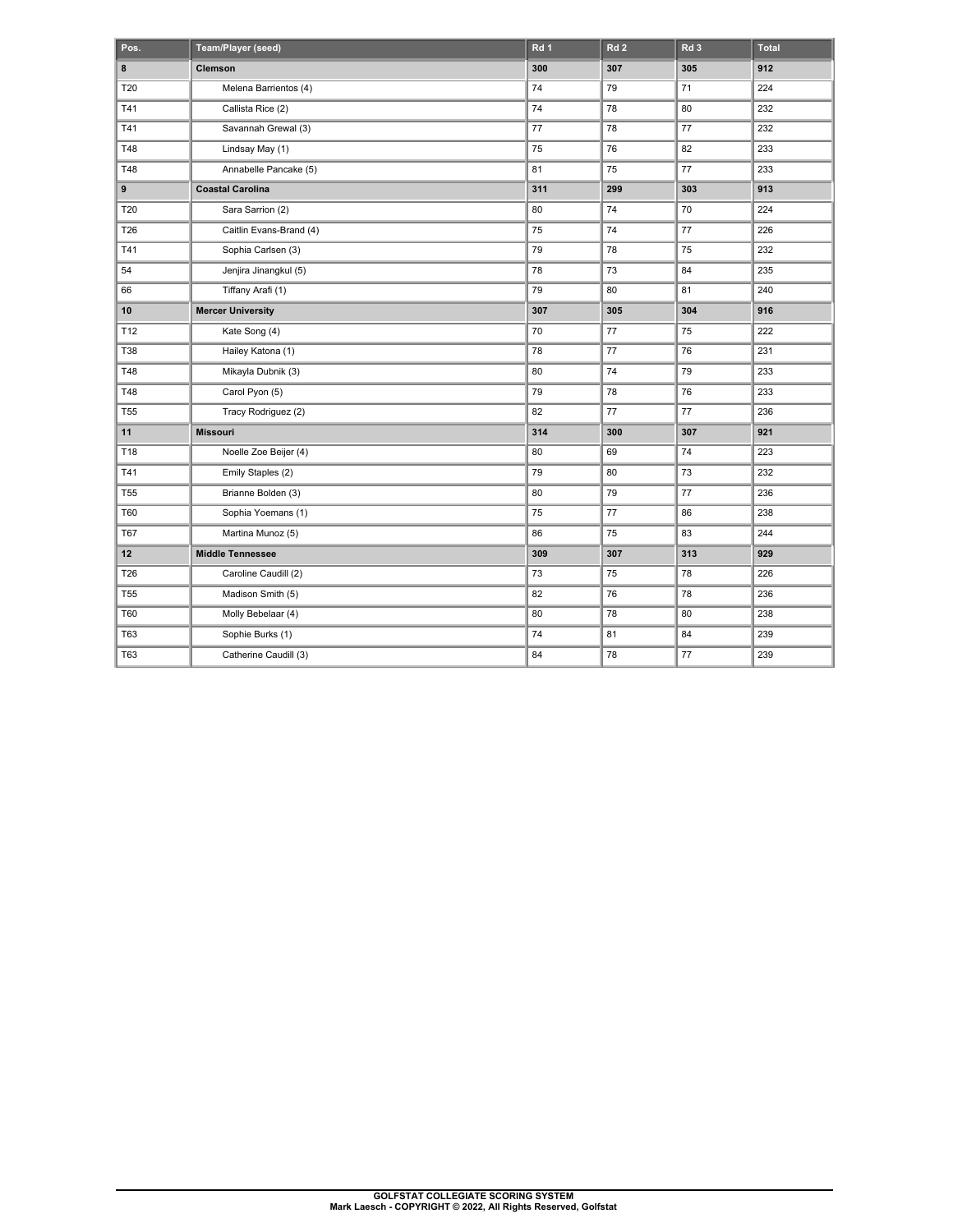| Pos. | Team/Player (seed) | Rd 1 | Rd 2 | Rd 3 | Total |
|---|---|---|---|---|---|
| **8** | **Clemson** | **300** | **307** | **305** | **912** |
| T20 | Melena Barrientos (4) | 74 | 79 | 71 | 224 |
| T41 | Callista Rice (2) | 74 | 78 | 80 | 232 |
| T41 | Savannah Grewal (3) | 77 | 78 | 77 | 232 |
| T48 | Lindsay May (1) | 75 | 76 | 82 | 233 |
| T48 | Annabelle Pancake (5) | 81 | 75 | 77 | 233 |
| **9** | **Coastal Carolina** | **311** | **299** | **303** | **913** |
| T20 | Sara Sarrion (2) | 80 | 74 | 70 | 224 |
| T26 | Caitlin Evans-Brand (4) | 75 | 74 | 77 | 226 |
| T41 | Sophia Carlsen (3) | 79 | 78 | 75 | 232 |
| 54 | Jenjira Jinangkul (5) | 78 | 73 | 84 | 235 |
| 66 | Tiffany Arafi (1) | 79 | 80 | 81 | 240 |
| **10** | **Mercer University** | **307** | **305** | **304** | **916** |
| T12 | Kate Song (4) | 70 | 77 | 75 | 222 |
| T38 | Hailey Katona (1) | 78 | 77 | 76 | 231 |
| T48 | Mikayla Dubnik (3) | 80 | 74 | 79 | 233 |
| T48 | Carol Pyon (5) | 79 | 78 | 76 | 233 |
| T55 | Tracy Rodriguez (2) | 82 | 77 | 77 | 236 |
| **11** | **Missouri** | **314** | **300** | **307** | **921** |
| T18 | Noelle Zoe Beijer (4) | 80 | 69 | 74 | 223 |
| T41 | Emily Staples (2) | 79 | 80 | 73 | 232 |
| T55 | Brianne Bolden (3) | 80 | 79 | 77 | 236 |
| T60 | Sophia Yoemans (1) | 75 | 77 | 86 | 238 |
| T67 | Martina Munoz (5) | 86 | 75 | 83 | 244 |
| **12** | **Middle Tennessee** | **309** | **307** | **313** | **929** |
| T26 | Caroline Caudill (2) | 73 | 75 | 78 | 226 |
| T55 | Madison Smith (5) | 82 | 76 | 78 | 236 |
| T60 | Molly Bebelaar (4) | 80 | 78 | 80 | 238 |
| T63 | Sophie Burks (1) | 74 | 81 | 84 | 239 |
| T63 | Catherine Caudill (3) | 84 | 78 | 77 | 239 |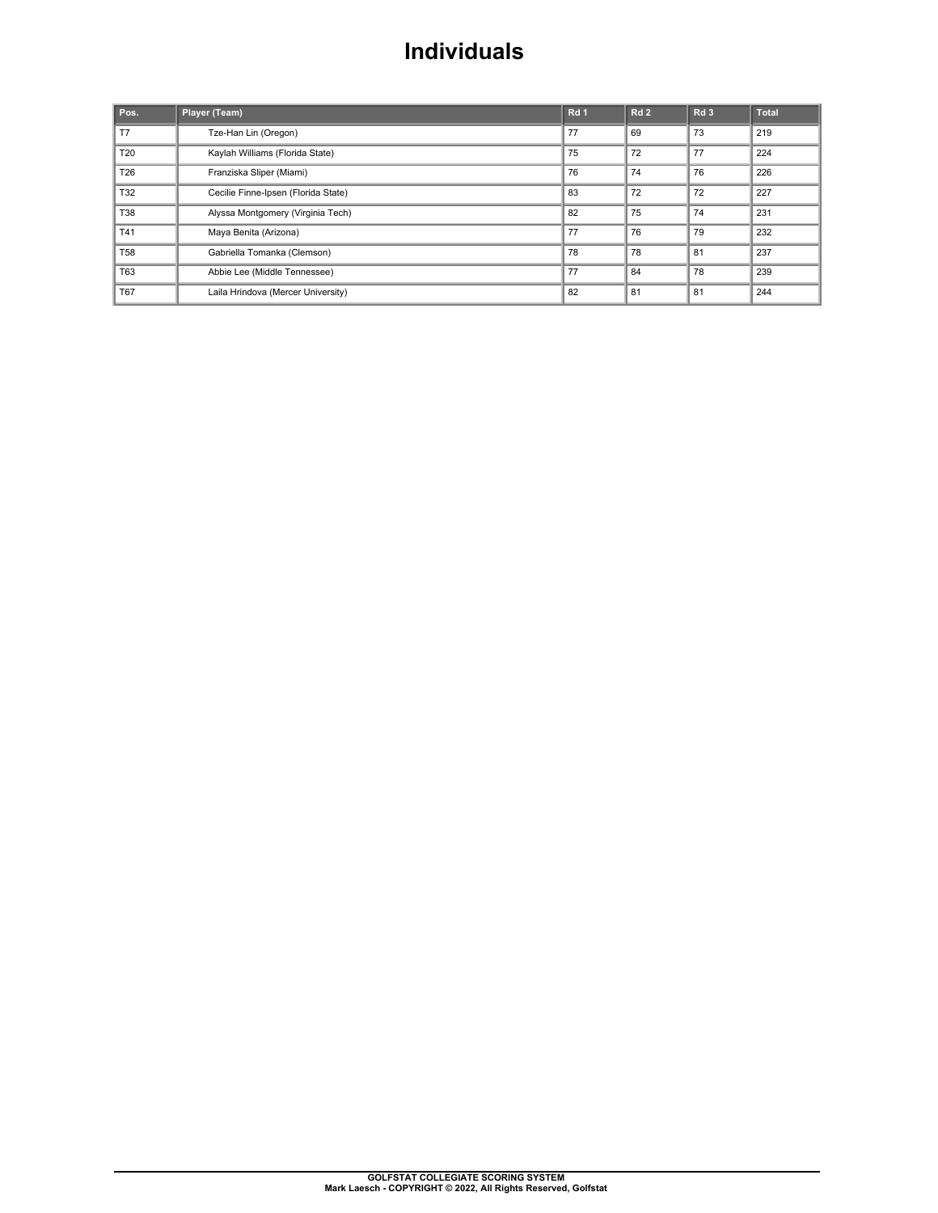# Individuals

| Pos. | Player (Team) | Rd 1 | Rd 2 | Rd 3 | Total |
|---|---|---|---|---|---|
| T7 | Tze-Han Lin (Oregon) | 77 | 69 | 73 | 219 |
| T20 | Kaylah Williams (Florida State) | 75 | 72 | 77 | 224 |
| T26 | Franziska Sliper (Miami) | 76 | 74 | 76 | 226 |
| T32 | Cecilie Finne-Ipsen (Florida State) | 83 | 72 | 72 | 227 |
| T38 | Alyssa Montgomery (Virginia Tech) | 82 | 75 | 74 | 231 |
| T41 | Maya Benita (Arizona) | 77 | 76 | 79 | 232 |
| T58 | Gabriella Tomanka (Clemson) | 78 | 78 | 81 | 237 |
| T63 | Abbie Lee (Middle Tennessee) | 77 | 84 | 78 | 239 |
| T67 | Laila Hrindova (Mercer University) | 82 | 81 | 81 | 244 |

GOLFSTAT COLLEGIATE SCORING SYSTEM
Mark Laesch - COPYRIGHT © 2022, All Rights Reserved, Golfstat